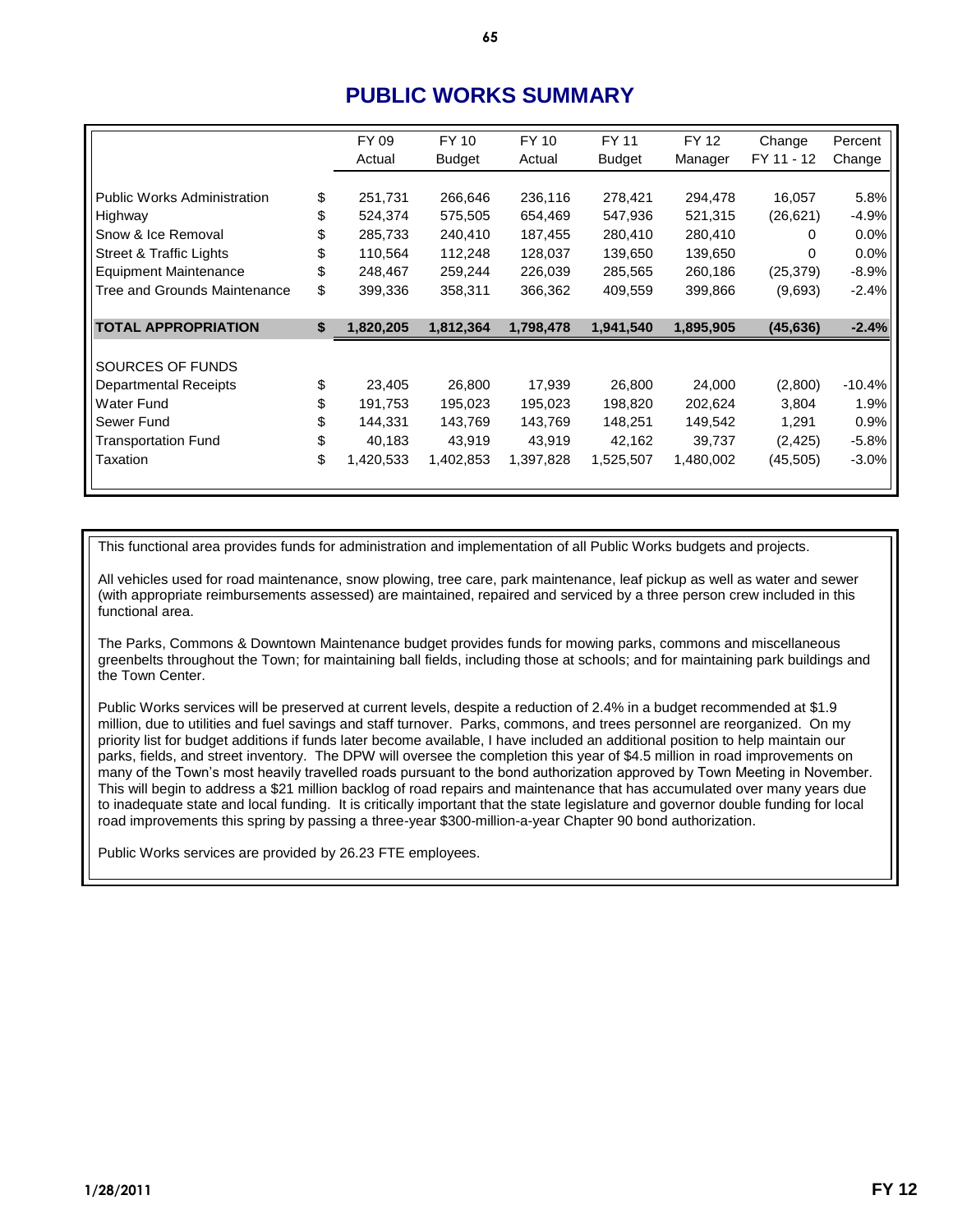# PUBLIC WORKS SUMMARY

| | | FY 09 Actual | FY 10 Budget | FY 10 Actual | FY 11 Budget | FY 12 Manager | Change FY 11 - 12 | Percent Change |
|---|---|---|---|---|---|---|---|---|
| Public Works Administration | $ | 251,731 | 266,646 | 236,116 | 278,421 | 294,478 | 16,057 | 5.8% |
| Highway | $ | 524,374 | 575,505 | 654,469 | 547,936 | 521,315 | (26,621) | -4.9% |
| Snow & Ice Removal | $ | 285,733 | 240,410 | 187,455 | 280,410 | 280,410 | 0 | 0.0% |
| Street & Traffic Lights | $ | 110,564 | 112,248 | 128,037 | 139,650 | 139,650 | 0 | 0.0% |
| Equipment Maintenance | $ | 248,467 | 259,244 | 226,039 | 285,565 | 260,186 | (25,379) | -8.9% |
| Tree and Grounds Maintenance | $ | 399,336 | 358,311 | 366,362 | 409,559 | 399,866 | (9,693) | -2.4% |
| **TOTAL APPROPRIATION** | **$** | **1,820,205** | **1,812,364** | **1,798,478** | **1,941,540** | **1,895,905** | **(45,636)** | **-2.4%** |
| SOURCES OF FUNDS | | | | | | | | |
| Departmental Receipts | $ | 23,405 | 26,800 | 17,939 | 26,800 | 24,000 | (2,800) | -10.4% |
| Water Fund | $ | 191,753 | 195,023 | 195,023 | 198,820 | 202,624 | 3,804 | 1.9% |
| Sewer Fund | $ | 144,331 | 143,769 | 143,769 | 148,251 | 149,542 | 1,291 | 0.9% |
| Transportation Fund | $ | 40,183 | 43,919 | 43,919 | 42,162 | 39,737 | (2,425) | -5.8% |
| Taxation | $ | 1,420,533 | 1,402,853 | 1,397,828 | 1,525,507 | 1,480,002 | (45,505) | -3.0% |

This functional area provides funds for administration and implementation of all Public Works budgets and projects.

All vehicles used for road maintenance, snow plowing, tree care, park maintenance, leaf pickup as well as water and sewer (with appropriate reimbursements assessed) are maintained, repaired and serviced by a three person crew included in this functional area.

The Parks, Commons & Downtown Maintenance budget provides funds for mowing parks, commons and miscellaneous greenbelts throughout the Town; for maintaining ball fields, including those at schools; and for maintaining park buildings and the Town Center.

Public Works services will be preserved at current levels, despite a reduction of 2.4% in a budget recommended at $1.9 million, due to utilities and fuel savings and staff turnover. Parks, commons, and trees personnel are reorganized. On my priority list for budget additions if funds later become available, I have included an additional position to help maintain our parks, fields, and street inventory. The DPW will oversee the completion this year of $4.5 million in road improvements on many of the Town's most heavily travelled roads pursuant to the bond authorization approved by Town Meeting in November. This will begin to address a $21 million backlog of road repairs and maintenance that has accumulated over many years due to inadequate state and local funding. It is critically important that the state legislature and governor double funding for local road improvements this spring by passing a three-year $300-million-a-year Chapter 90 bond authorization.

Public Works services are provided by 26.23 FTE employees.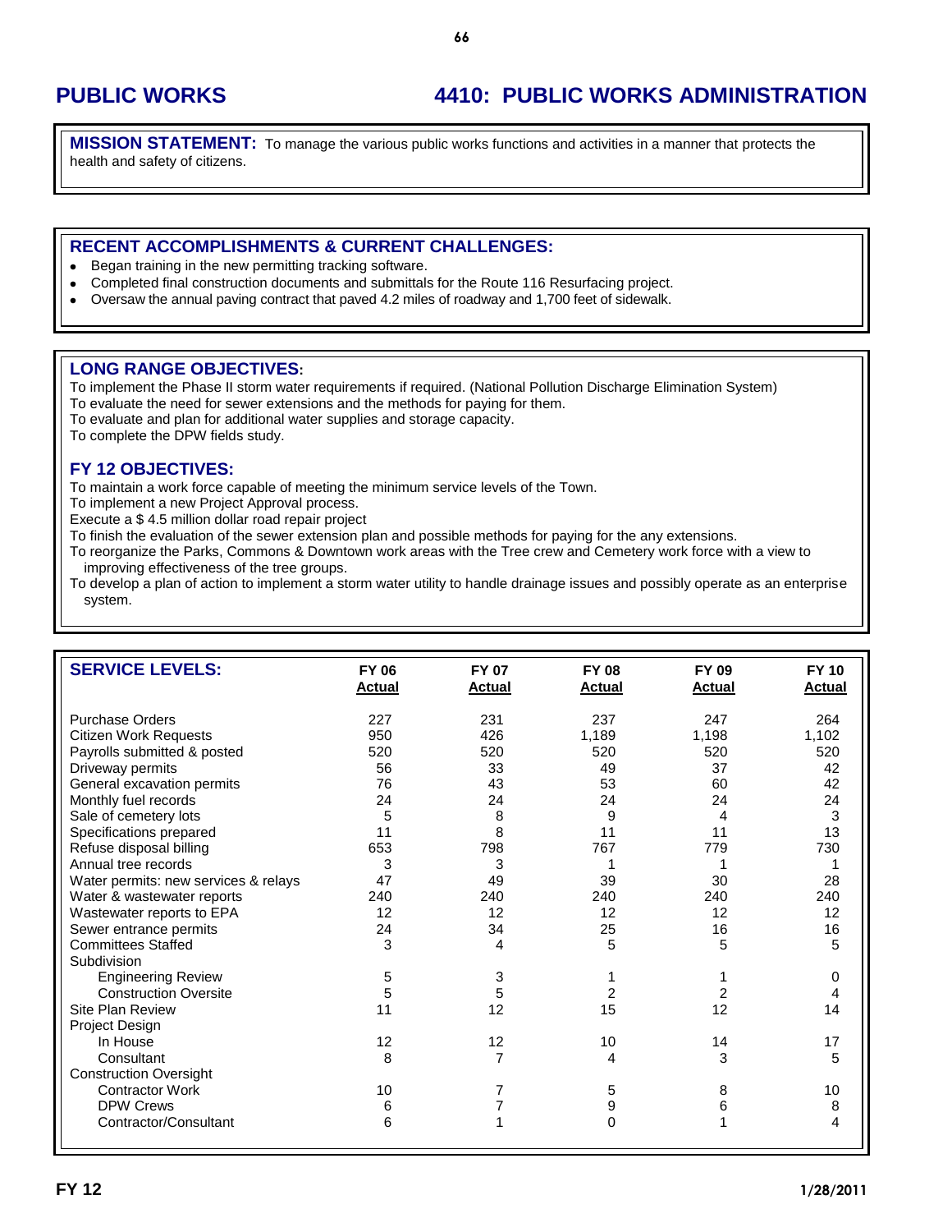# PUBLIC WORKS

## 4410: PUBLIC WORKS ADMINISTRATION

**MISSION STATEMENT:** To manage the various public works functions and activities in a manner that protects the health and safety of citizens.

## RECENT ACCOMPLISHMENTS & CURRENT CHALLENGES:

- Began training in the new permitting tracking software.
- Completed final construction documents and submittals for the Route 116 Resurfacing project.
- Oversaw the annual paving contract that paved 4.2 miles of roadway and 1,700 feet of sidewalk.

## LONG RANGE OBJECTIVES:

To implement the Phase II storm water requirements if required. (National Pollution Discharge Elimination System)
To evaluate the need for sewer extensions and the methods for paying for them.
To evaluate and plan for additional water supplies and storage capacity.
To complete the DPW fields study.

## FY 12 OBJECTIVES:

To maintain a work force capable of meeting the minimum service levels of the Town.
To implement a new Project Approval process.
Execute a $ 4.5 million dollar road repair project
To finish the evaluation of the sewer extension plan and possible methods for paying for the any extensions.
To reorganize the Parks, Commons & Downtown work areas with the Tree crew and Cemetery work force with a view to improving effectiveness of the tree groups.
To develop a plan of action to implement a storm water utility to handle drainage issues and possibly operate as an enterprise system.

## SERVICE LEVELS:

| | FY 06 Actual | FY 07 Actual | FY 08 Actual | FY 09 Actual | FY 10 Actual |
|---|---|---|---|---|---|
| Purchase Orders | 227 | 231 | 237 | 247 | 264 |
| Citizen Work Requests | 950 | 426 | 1,189 | 1,198 | 1,102 |
| Payrolls submitted & posted | 520 | 520 | 520 | 520 | 520 |
| Driveway permits | 56 | 33 | 49 | 37 | 42 |
| General excavation permits | 76 | 43 | 53 | 60 | 42 |
| Monthly fuel records | 24 | 24 | 24 | 24 | 24 |
| Sale of cemetery lots | 5 | 8 | 9 | 4 | 3 |
| Specifications prepared | 11 | 8 | 11 | 11 | 13 |
| Refuse disposal billing | 653 | 798 | 767 | 779 | 730 |
| Annual tree records | 3 | 3 | 1 | 1 | 1 |
| Water permits: new services & relays | 47 | 49 | 39 | 30 | 28 |
| Water & wastewater reports | 240 | 240 | 240 | 240 | 240 |
| Wastewater reports to EPA | 12 | 12 | 12 | 12 | 12 |
| Sewer entrance permits | 24 | 34 | 25 | 16 | 16 |
| Committees Staffed | 3 | 4 | 5 | 5 | 5 |
| Subdivision | | | | | |
| Engineering Review | 5 | 3 | 1 | 1 | 0 |
| Construction Oversite | 5 | 5 | 2 | 2 | 4 |
| Site Plan Review | 11 | 12 | 15 | 12 | 14 |
| Project Design | | | | | |
| In House | 12 | 12 | 10 | 14 | 17 |
| Consultant | 8 | 7 | 4 | 3 | 5 |
| Construction Oversight | | | | | |
| Contractor Work | 10 | 7 | 5 | 8 | 10 |
| DPW Crews | 6 | 7 | 9 | 6 | 8 |
| Contractor/Consultant | 6 | 1 | 0 | 1 | 4 |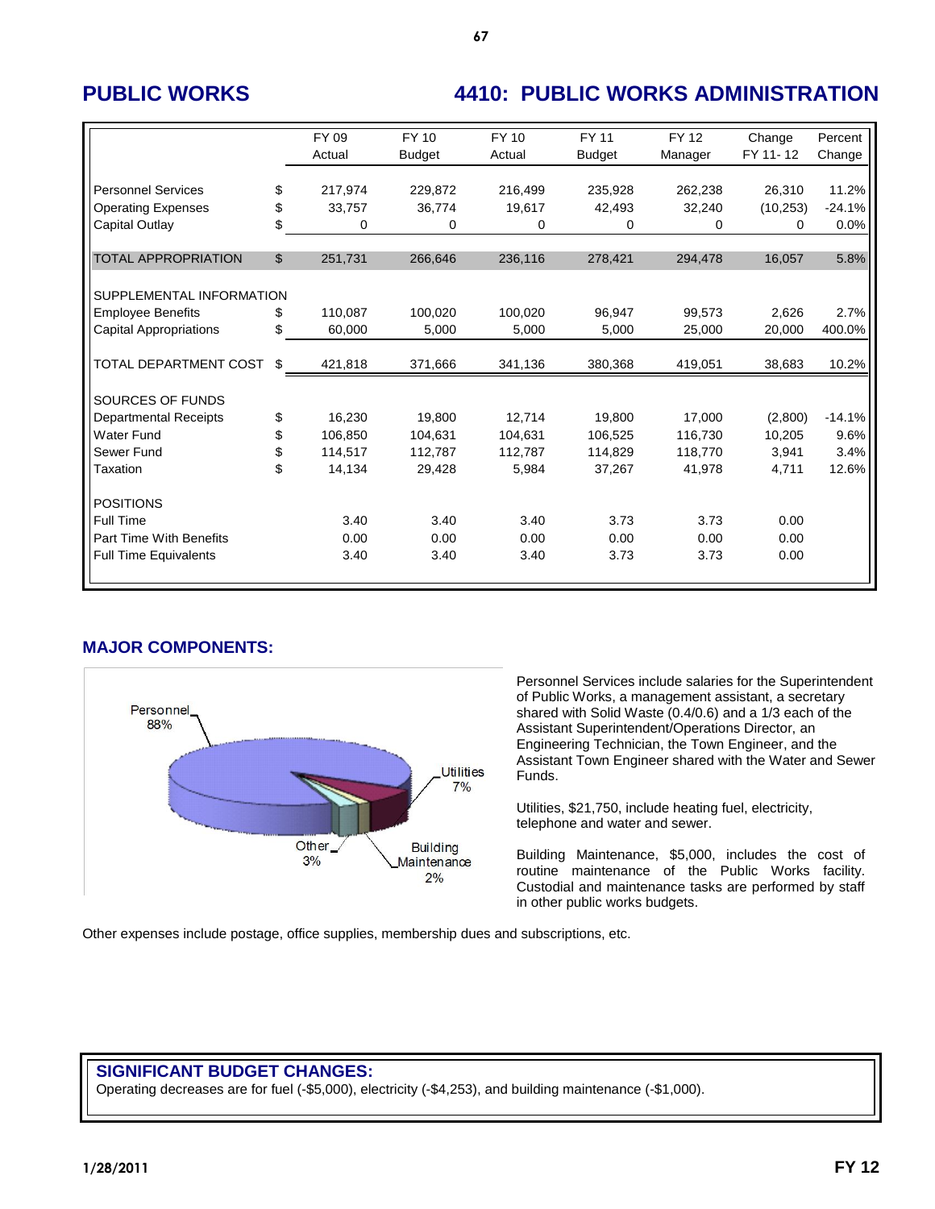# PUBLIC WORKS

## 4410: PUBLIC WORKS ADMINISTRATION

| | | FY 09 Actual | FY 10 Budget | FY 10 Actual | FY 11 Budget | FY 12 Manager | Change FY 11- 12 | Percent Change |
|---|---|---|---|---|---|---|---|---|
| Personnel Services | $ | 217,974 | 229,872 | 216,499 | 235,928 | 262,238 | 26,310 | 11.2% |
| Operating Expenses | $ | 33,757 | 36,774 | 19,617 | 42,493 | 32,240 | (10,253) | -24.1% |
| Capital Outlay | $ | 0 | 0 | 0 | 0 | 0 | 0 | 0.0% |
| TOTAL APPROPRIATION | $ | 251,731 | 266,646 | 236,116 | 278,421 | 294,478 | 16,057 | 5.8% |
| SUPPLEMENTAL INFORMATION | | | | | | | | |
| Employee Benefits | $ | 110,087 | 100,020 | 100,020 | 96,947 | 99,573 | 2,626 | 2.7% |
| Capital Appropriations | $ | 60,000 | 5,000 | 5,000 | 5,000 | 25,000 | 20,000 | 400.0% |
| TOTAL DEPARTMENT COST | $ | 421,818 | 371,666 | 341,136 | 380,368 | 419,051 | 38,683 | 10.2% |
| SOURCES OF FUNDS | | | | | | | | |
| Departmental Receipts | $ | 16,230 | 19,800 | 12,714 | 19,800 | 17,000 | (2,800) | -14.1% |
| Water Fund | $ | 106,850 | 104,631 | 104,631 | 106,525 | 116,730 | 10,205 | 9.6% |
| Sewer Fund | $ | 114,517 | 112,787 | 112,787 | 114,829 | 118,770 | 3,941 | 3.4% |
| Taxation | $ | 14,134 | 29,428 | 5,984 | 37,267 | 41,978 | 4,711 | 12.6% |
| POSITIONS | | | | | | | | |
| Full Time | | 3.40 | 3.40 | 3.40 | 3.73 | 3.73 | 0.00 | |
| Part Time With Benefits | | 0.00 | 0.00 | 0.00 | 0.00 | 0.00 | 0.00 | |
| Full Time Equivalents | | 3.40 | 3.40 | 3.40 | 3.73 | 3.73 | 0.00 | |

## MAJOR COMPONENTS:

Personnel 88%, Utilities 7%, Other 3%, Building Maintenance 2%

Personnel Services include salaries for the Superintendent of Public Works, a management assistant, a secretary shared with Solid Waste (0.4/0.6) and a 1/3 each of the Assistant Superintendent/Operations Director, an Engineering Technician, the Town Engineer, and the Assistant Town Engineer shared with the Water and Sewer Funds.

Utilities, $21,750, include heating fuel, electricity, telephone and water and sewer.

Building Maintenance, $5,000, includes the cost of routine maintenance of the Public Works facility. Custodial and maintenance tasks are performed by staff in other public works budgets.

Other expenses include postage, office supplies, membership dues and subscriptions, etc.

## SIGNIFICANT BUDGET CHANGES:

Operating decreases are for fuel (-$5,000), electricity (-$4,253), and building maintenance (-$1,000).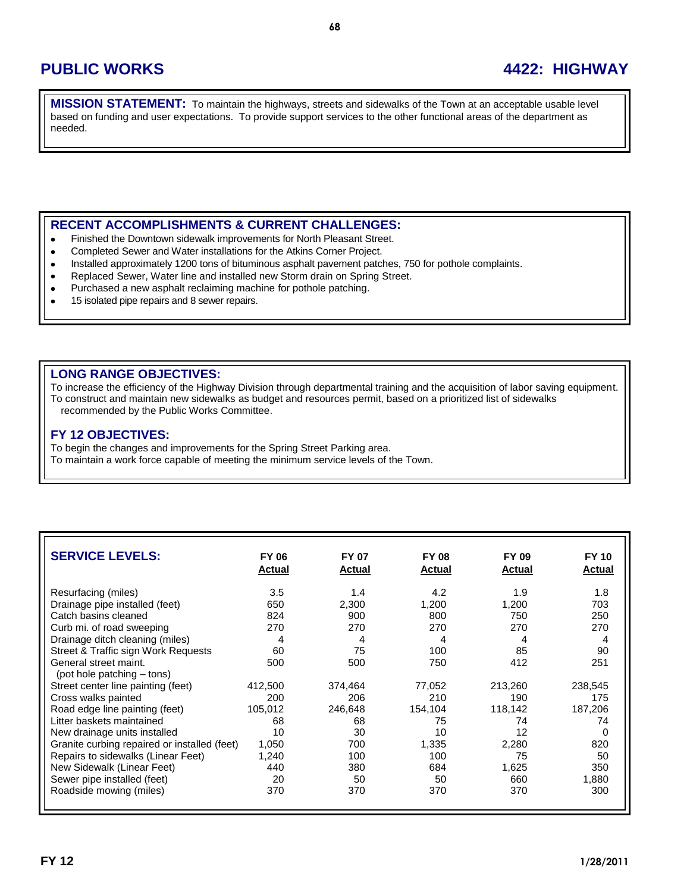# PUBLIC WORKS

# 4422: HIGHWAY

**MISSION STATEMENT:** To maintain the highways, streets and sidewalks of the Town at an acceptable usable level based on funding and user expectations. To provide support services to the other functional areas of the department as needed.

## RECENT ACCOMPLISHMENTS & CURRENT CHALLENGES:

- Finished the Downtown sidewalk improvements for North Pleasant Street.
- Completed Sewer and Water installations for the Atkins Corner Project.
- Installed approximately 1200 tons of bituminous asphalt pavement patches, 750 for pothole complaints.
- Replaced Sewer, Water line and installed new Storm drain on Spring Street.
- Purchased a new asphalt reclaiming machine for pothole patching.
- 15 isolated pipe repairs and 8 sewer repairs.

## LONG RANGE OBJECTIVES:

To increase the efficiency of the Highway Division through departmental training and the acquisition of labor saving equipment.
To construct and maintain new sidewalks as budget and resources permit, based on a prioritized list of sidewalks recommended by the Public Works Committee.

## FY 12 OBJECTIVES:

To begin the changes and improvements for the Spring Street Parking area.
To maintain a work force capable of meeting the minimum service levels of the Town.

| SERVICE LEVELS: | FY 06 Actual | FY 07 Actual | FY 08 Actual | FY 09 Actual | FY 10 Actual |
|---|---|---|---|---|---|
| Resurfacing (miles) | 3.5 | 1.4 | 4.2 | 1.9 | 1.8 |
| Drainage pipe installed (feet) | 650 | 2,300 | 1,200 | 1,200 | 703 |
| Catch basins cleaned | 824 | 900 | 800 | 750 | 250 |
| Curb mi. of road sweeping | 270 | 270 | 270 | 270 | 270 |
| Drainage ditch cleaning (miles) | 4 | 4 | 4 | 4 | 4 |
| Street & Traffic sign Work Requests | 60 | 75 | 100 | 85 | 90 |
| General street maint. (pot hole patching – tons) | 500 | 500 | 750 | 412 | 251 |
| Street center line painting (feet) | 412,500 | 374,464 | 77,052 | 213,260 | 238,545 |
| Cross walks painted | 200 | 206 | 210 | 190 | 175 |
| Road edge line painting (feet) | 105,012 | 246,648 | 154,104 | 118,142 | 187,206 |
| Litter baskets maintained | 68 | 68 | 75 | 74 | 74 |
| New drainage units installed | 10 | 30 | 10 | 12 | 0 |
| Granite curbing repaired or installed (feet) | 1,050 | 700 | 1,335 | 2,280 | 820 |
| Repairs to sidewalks (Linear Feet) | 1,240 | 100 | 100 | 75 | 50 |
| New Sidewalk (Linear Feet) | 440 | 380 | 684 | 1,625 | 350 |
| Sewer pipe installed (feet) | 20 | 50 | 50 | 660 | 1,880 |
| Roadside mowing (miles) | 370 | 370 | 370 | 370 | 300 |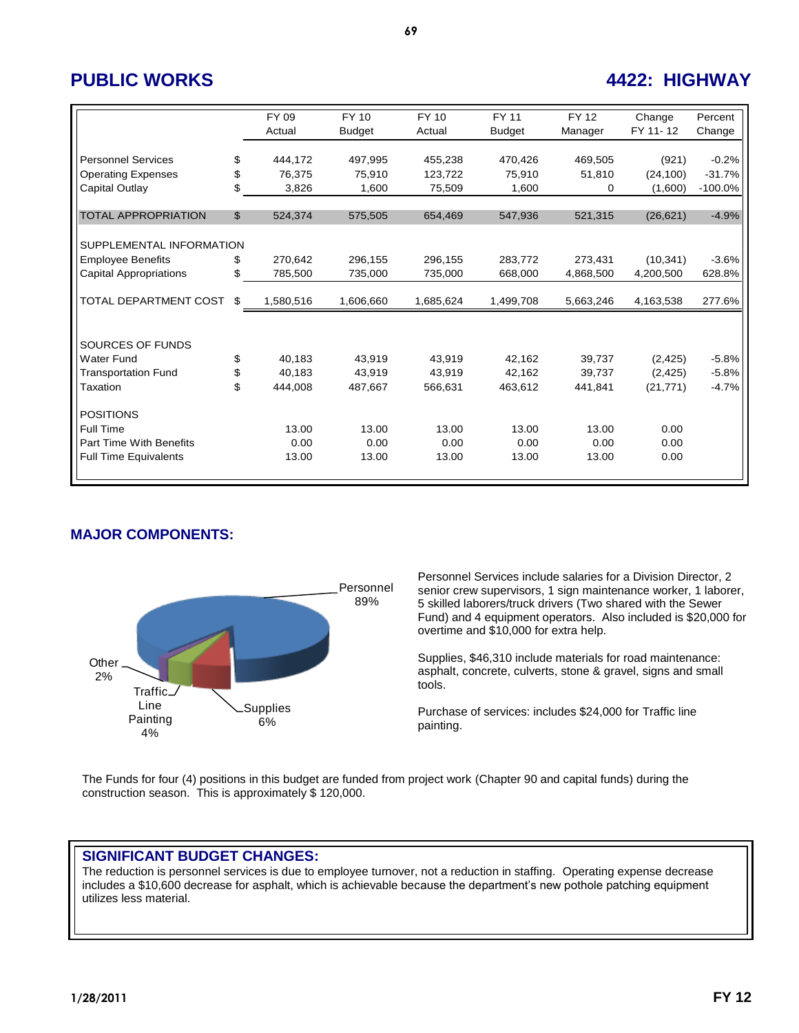## PUBLIC WORKS

## 4422: HIGHWAY

| | | FY 09 Actual | FY 10 Budget | FY 10 Actual | FY 11 Budget | FY 12 Manager | Change FY 11- 12 | Percent Change |
|---|---|---|---|---|---|---|---|---|
| Personnel Services | $ | 444,172 | 497,995 | 455,238 | 470,426 | 469,505 | (921) | -0.2% |
| Operating Expenses | $ | 76,375 | 75,910 | 123,722 | 75,910 | 51,810 | (24,100) | -31.7% |
| Capital Outlay | $ | 3,826 | 1,600 | 75,509 | 1,600 | 0 | (1,600) | -100.0% |
| TOTAL APPROPRIATION | $ | 524,374 | 575,505 | 654,469 | 547,936 | 521,315 | (26,621) | -4.9% |
| SUPPLEMENTAL INFORMATION | | | | | | | | |
| Employee Benefits | $ | 270,642 | 296,155 | 296,155 | 283,772 | 273,431 | (10,341) | -3.6% |
| Capital Appropriations | $ | 785,500 | 735,000 | 735,000 | 668,000 | 4,868,500 | 4,200,500 | 628.8% |
| TOTAL DEPARTMENT COST | $ | 1,580,516 | 1,606,660 | 1,685,624 | 1,499,708 | 5,663,246 | 4,163,538 | 277.6% |
| SOURCES OF FUNDS | | | | | | | | |
| Water Fund | $ | 40,183 | 43,919 | 43,919 | 42,162 | 39,737 | (2,425) | -5.8% |
| Transportation Fund | $ | 40,183 | 43,919 | 43,919 | 42,162 | 39,737 | (2,425) | -5.8% |
| Taxation | $ | 444,008 | 487,667 | 566,631 | 463,612 | 441,841 | (21,771) | -4.7% |
| POSITIONS | | | | | | | | |
| Full Time | | 13.00 | 13.00 | 13.00 | 13.00 | 13.00 | 0.00 | |
| Part Time With Benefits | | 0.00 | 0.00 | 0.00 | 0.00 | 0.00 | 0.00 | |
| Full Time Equivalents | | 13.00 | 13.00 | 13.00 | 13.00 | 13.00 | 0.00 | |

### MAJOR COMPONENTS:

Personnel 89%
Supplies 6%
Traffic Line Painting 4%
Other 2%

Personnel Services include salaries for a Division Director, 2 senior crew supervisors, 1 sign maintenance worker, 1 laborer, 5 skilled laborers/truck drivers (Two shared with the Sewer Fund) and 4 equipment operators. Also included is $20,000 for overtime and $10,000 for extra help.

Supplies, $46,310 include materials for road maintenance: asphalt, concrete, culverts, stone & gravel, signs and small tools.

Purchase of services: includes $24,000 for Traffic line painting.

The Funds for four (4) positions in this budget are funded from project work (Chapter 90 and capital funds) during the construction season. This is approximately $ 120,000.

### SIGNIFICANT BUDGET CHANGES:

The reduction is personnel services is due to employee turnover, not a reduction in staffing. Operating expense decrease includes a $10,600 decrease for asphalt, which is achievable because the department's new pothole patching equipment utilizes less material.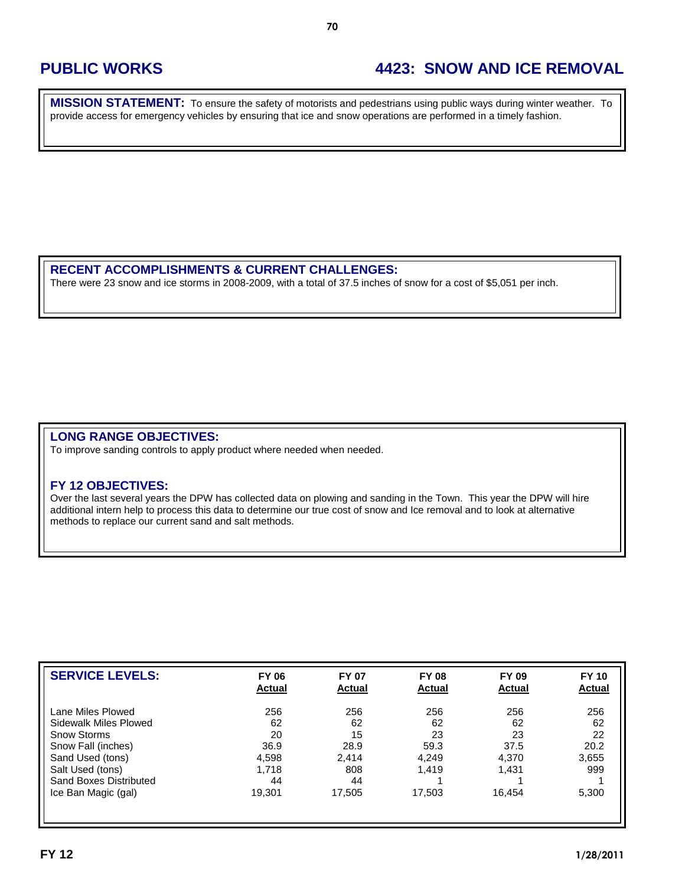# PUBLIC WORKS

# 4423: SNOW AND ICE REMOVAL

**MISSION STATEMENT:** To ensure the safety of motorists and pedestrians using public ways during winter weather. To provide access for emergency vehicles by ensuring that ice and snow operations are performed in a timely fashion.

## RECENT ACCOMPLISHMENTS & CURRENT CHALLENGES:

There were 23 snow and ice storms in 2008-2009, with a total of 37.5 inches of snow for a cost of $5,051 per inch.

## LONG RANGE OBJECTIVES:

To improve sanding controls to apply product where needed when needed.

## FY 12 OBJECTIVES:

Over the last several years the DPW has collected data on plowing and sanding in the Town. This year the DPW will hire additional intern help to process this data to determine our true cost of snow and Ice removal and to look at alternative methods to replace our current sand and salt methods.

| SERVICE LEVELS: | FY 06 Actual | FY 07 Actual | FY 08 Actual | FY 09 Actual | FY 10 Actual |
|---|---|---|---|---|---|
| Lane Miles Plowed | 256 | 256 | 256 | 256 | 256 |
| Sidewalk Miles Plowed | 62 | 62 | 62 | 62 | 62 |
| Snow Storms | 20 | 15 | 23 | 23 | 22 |
| Snow Fall (inches) | 36.9 | 28.9 | 59.3 | 37.5 | 20.2 |
| Sand Used (tons) | 4,598 | 2,414 | 4,249 | 4,370 | 3,655 |
| Salt Used (tons) | 1,718 | 808 | 1,419 | 1,431 | 999 |
| Sand Boxes Distributed | 44 | 44 | 1 | 1 | 1 |
| Ice Ban Magic (gal) | 19,301 | 17,505 | 17,503 | 16,454 | 5,300 |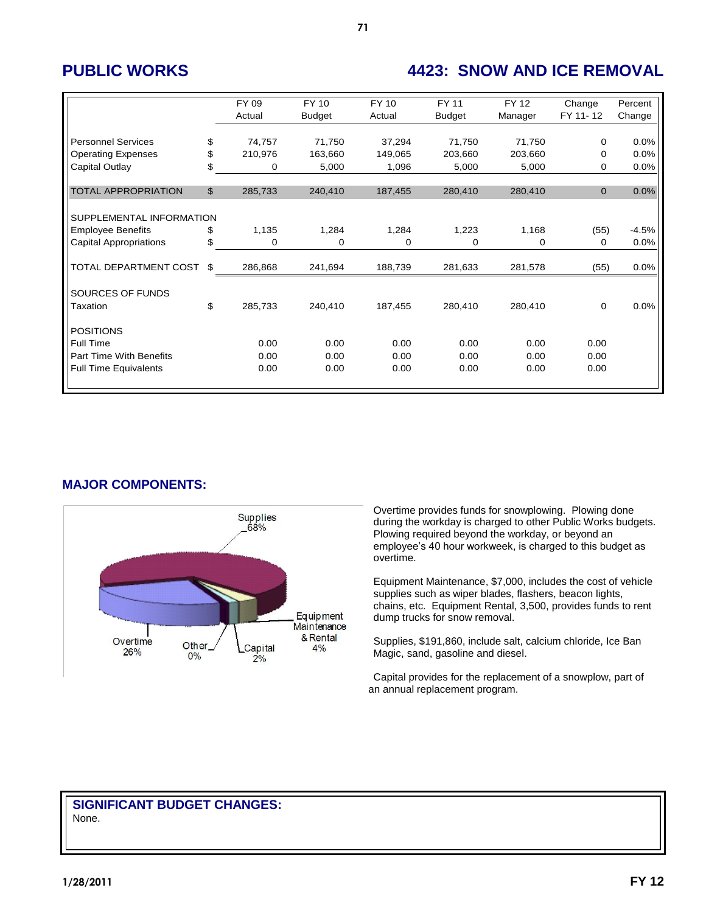## PUBLIC WORKS

## 4423: SNOW AND ICE REMOVAL

| | | FY 09 Actual | FY 10 Budget | FY 10 Actual | FY 11 Budget | FY 12 Manager | Change FY 11- 12 | Percent Change |
|---|---|---|---|---|---|---|---|---|
| Personnel Services | $ | 74,757 | 71,750 | 37,294 | 71,750 | 71,750 | 0 | 0.0% |
| Operating Expenses | $ | 210,976 | 163,660 | 149,065 | 203,660 | 203,660 | 0 | 0.0% |
| Capital Outlay | $ | 0 | 5,000 | 1,096 | 5,000 | 5,000 | 0 | 0.0% |
| TOTAL APPROPRIATION | $ | 285,733 | 240,410 | 187,455 | 280,410 | 280,410 | 0 | 0.0% |
| SUPPLEMENTAL INFORMATION | | | | | | | | |
| Employee Benefits | $ | 1,135 | 1,284 | 1,284 | 1,223 | 1,168 | (55) | -4.5% |
| Capital Appropriations | $ | 0 | 0 | 0 | 0 | 0 | 0 | 0.0% |
| TOTAL DEPARTMENT COST | $ | 286,868 | 241,694 | 188,739 | 281,633 | 281,578 | (55) | 0.0% |
| SOURCES OF FUNDS | | | | | | | | |
| Taxation | $ | 285,733 | 240,410 | 187,455 | 280,410 | 280,410 | 0 | 0.0% |
| POSITIONS | | | | | | | | |
| Full Time | | 0.00 | 0.00 | 0.00 | 0.00 | 0.00 | 0.00 | |
| Part Time With Benefits | | 0.00 | 0.00 | 0.00 | 0.00 | 0.00 | 0.00 | |
| Full Time Equivalents | | 0.00 | 0.00 | 0.00 | 0.00 | 0.00 | 0.00 | |

### MAJOR COMPONENTS:

Supplies 68%; Overtime 26%; Equipment Maintenance & Rental 4%; Capital 2%; Other 0%

Overtime provides funds for snowplowing. Plowing done during the workday is charged to other Public Works budgets. Plowing required beyond the workday, or beyond an employee's 40 hour workweek, is charged to this budget as overtime.

Equipment Maintenance, $7,000, includes the cost of vehicle supplies such as wiper blades, flashers, beacon lights, chains, etc. Equipment Rental, 3,500, provides funds to rent dump trucks for snow removal.

Supplies, $191,860, include salt, calcium chloride, Ice Ban Magic, sand, gasoline and diesel.

Capital provides for the replacement of a snowplow, part of an annual replacement program.

### SIGNIFICANT BUDGET CHANGES:

None.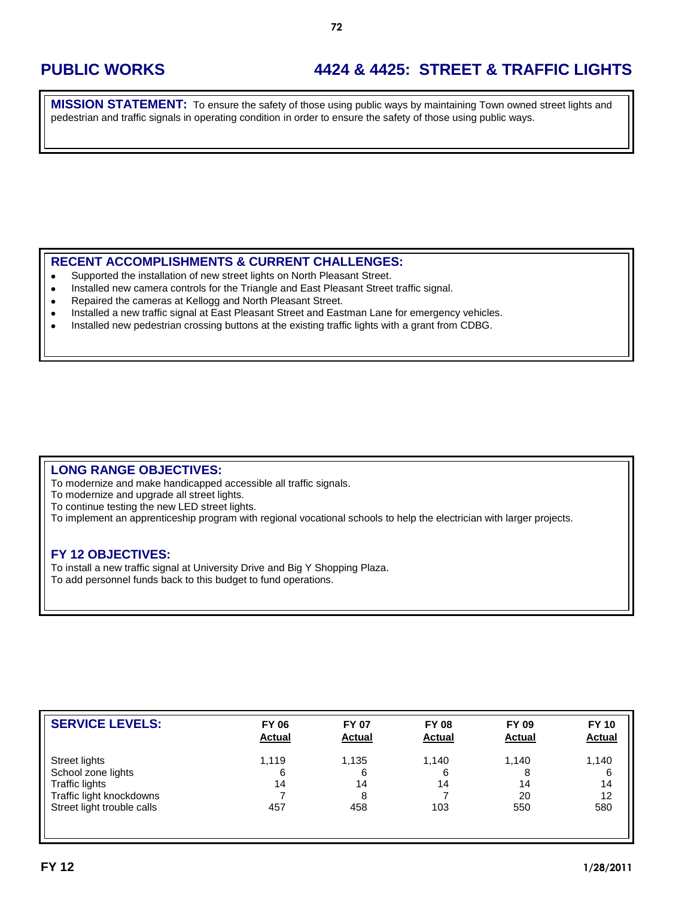# PUBLIC WORKS

# 4424 & 4425: STREET & TRAFFIC LIGHTS

**MISSION STATEMENT:** To ensure the safety of those using public ways by maintaining Town owned street lights and pedestrian and traffic signals in operating condition in order to ensure the safety of those using public ways.

## RECENT ACCOMPLISHMENTS & CURRENT CHALLENGES:

- Supported the installation of new street lights on North Pleasant Street.
- Installed new camera controls for the Triangle and East Pleasant Street traffic signal.
- Repaired the cameras at Kellogg and North Pleasant Street.
- Installed a new traffic signal at East Pleasant Street and Eastman Lane for emergency vehicles.
- Installed new pedestrian crossing buttons at the existing traffic lights with a grant from CDBG.

## LONG RANGE OBJECTIVES:

To modernize and make handicapped accessible all traffic signals.
To modernize and upgrade all street lights.
To continue testing the new LED street lights.
To implement an apprenticeship program with regional vocational schools to help the electrician with larger projects.

## FY 12 OBJECTIVES:

To install a new traffic signal at University Drive and Big Y Shopping Plaza.
To add personnel funds back to this budget to fund operations.

| SERVICE LEVELS: | FY 06 Actual | FY 07 Actual | FY 08 Actual | FY 09 Actual | FY 10 Actual |
|---|---|---|---|---|---|
| Street lights | 1,119 | 1,135 | 1,140 | 1,140 | 1,140 |
| School zone lights | 6 | 6 | 6 | 8 | 6 |
| Traffic lights | 14 | 14 | 14 | 14 | 14 |
| Traffic light knockdowns | 7 | 8 | 7 | 20 | 12 |
| Street light trouble calls | 457 | 458 | 103 | 550 | 580 |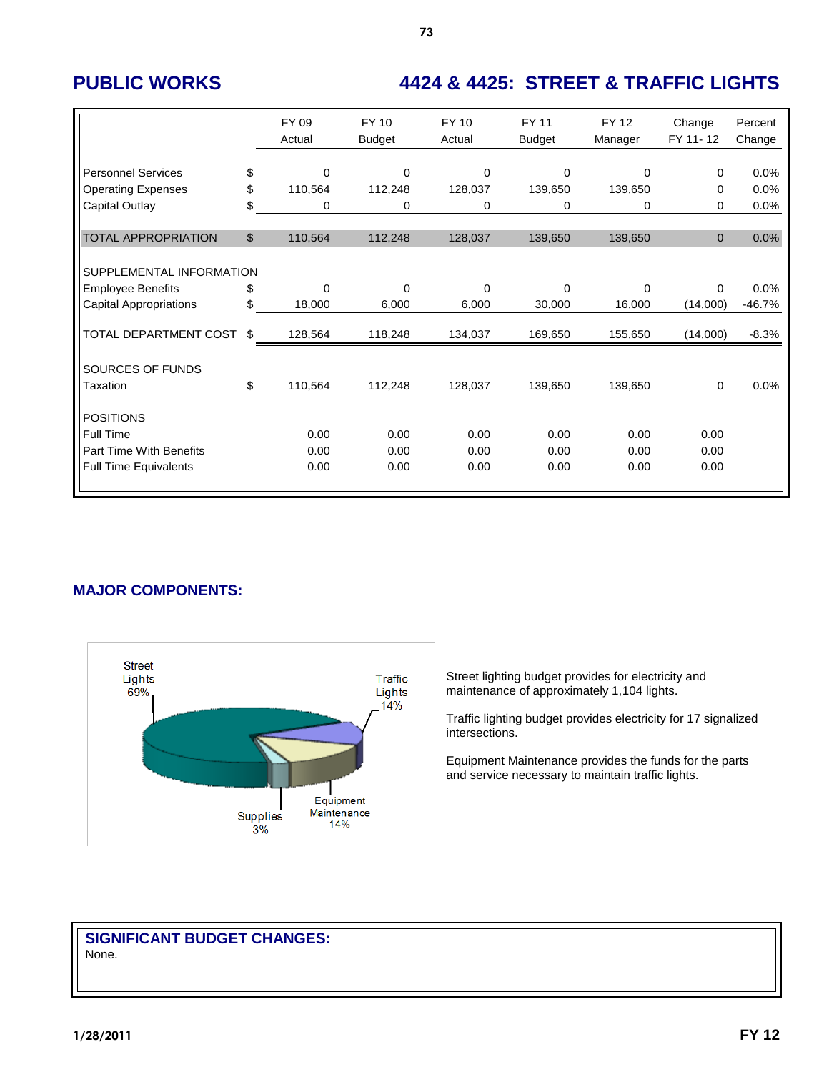# PUBLIC WORKS

## 4424 & 4425: STREET & TRAFFIC LIGHTS

| | | FY 09 Actual | FY 10 Budget | FY 10 Actual | FY 11 Budget | FY 12 Manager | Change FY 11- 12 | Percent Change |
|---|---|---|---|---|---|---|---|---|
| Personnel Services | $ | 0 | 0 | 0 | 0 | 0 | 0 | 0.0% |
| Operating Expenses | $ | 110,564 | 112,248 | 128,037 | 139,650 | 139,650 | 0 | 0.0% |
| Capital Outlay | $ | 0 | 0 | 0 | 0 | 0 | 0 | 0.0% |
| TOTAL APPROPRIATION | $ | 110,564 | 112,248 | 128,037 | 139,650 | 139,650 | 0 | 0.0% |
| SUPPLEMENTAL INFORMATION | | | | | | | | |
| Employee Benefits | $ | 0 | 0 | 0 | 0 | 0 | 0 | 0.0% |
| Capital Appropriations | $ | 18,000 | 6,000 | 6,000 | 30,000 | 16,000 | (14,000) | -46.7% |
| TOTAL DEPARTMENT COST | $ | 128,564 | 118,248 | 134,037 | 169,650 | 155,650 | (14,000) | -8.3% |
| SOURCES OF FUNDS | | | | | | | | |
| Taxation | $ | 110,564 | 112,248 | 128,037 | 139,650 | 139,650 | 0 | 0.0% |
| POSITIONS | | | | | | | | |
| Full Time | | 0.00 | 0.00 | 0.00 | 0.00 | 0.00 | 0.00 | |
| Part Time With Benefits | | 0.00 | 0.00 | 0.00 | 0.00 | 0.00 | 0.00 | |
| Full Time Equivalents | | 0.00 | 0.00 | 0.00 | 0.00 | 0.00 | 0.00 | |

## MAJOR COMPONENTS:

Street Lights 69%
Traffic Lights 14%
Equipment Maintenance 14%
Supplies 3%

Street lighting budget provides for electricity and maintenance of approximately 1,104 lights.

Traffic lighting budget provides electricity for 17 signalized intersections.

Equipment Maintenance provides the funds for the parts and service necessary to maintain traffic lights.

## SIGNIFICANT BUDGET CHANGES:

None.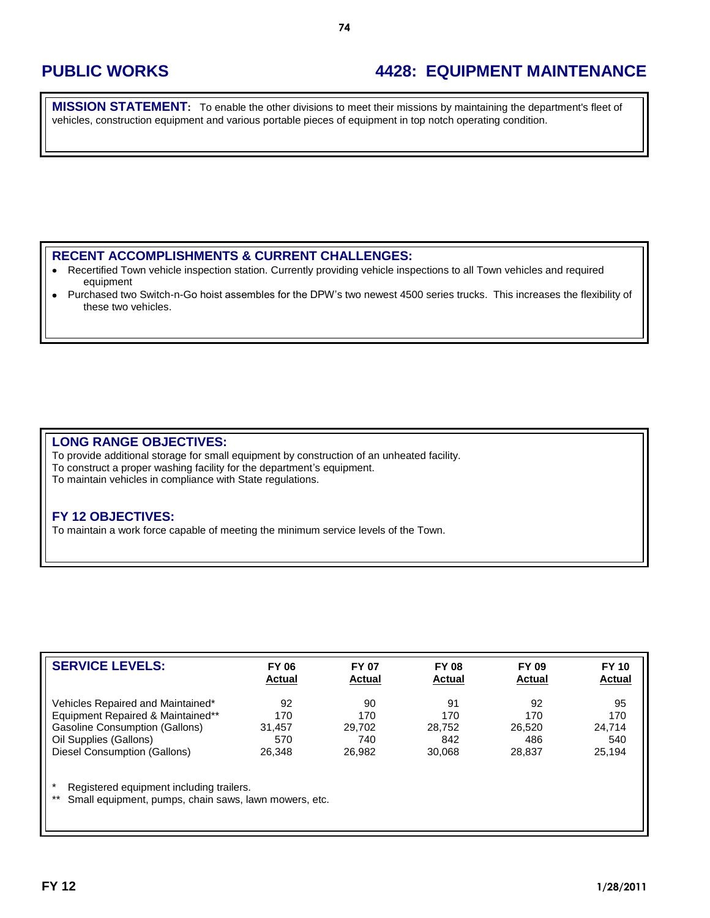# PUBLIC WORKS

# 4428: EQUIPMENT MAINTENANCE

**MISSION STATEMENT:** To enable the other divisions to meet their missions by maintaining the department's fleet of vehicles, construction equipment and various portable pieces of equipment in top notch operating condition.

## RECENT ACCOMPLISHMENTS & CURRENT CHALLENGES:

- Recertified Town vehicle inspection station. Currently providing vehicle inspections to all Town vehicles and required equipment
- Purchased two Switch-n-Go hoist assembles for the DPW's two newest 4500 series trucks. This increases the flexibility of these two vehicles.

## LONG RANGE OBJECTIVES:

To provide additional storage for small equipment by construction of an unheated facility.
To construct a proper washing facility for the department's equipment.
To maintain vehicles in compliance with State regulations.

## FY 12 OBJECTIVES:

To maintain a work force capable of meeting the minimum service levels of the Town.

| SERVICE LEVELS: | FY 06 Actual | FY 07 Actual | FY 08 Actual | FY 09 Actual | FY 10 Actual |
|---|---|---|---|---|---|
| Vehicles Repaired and Maintained* | 92 | 90 | 91 | 92 | 95 |
| Equipment Repaired & Maintained** | 170 | 170 | 170 | 170 | 170 |
| Gasoline Consumption (Gallons) | 31,457 | 29,702 | 28,752 | 26,520 | 24,714 |
| Oil Supplies (Gallons) | 570 | 740 | 842 | 486 | 540 |
| Diesel Consumption (Gallons) | 26,348 | 26,982 | 30,068 | 28,837 | 25,194 |

\* Registered equipment including trailers.
\*\* Small equipment, pumps, chain saws, lawn mowers, etc.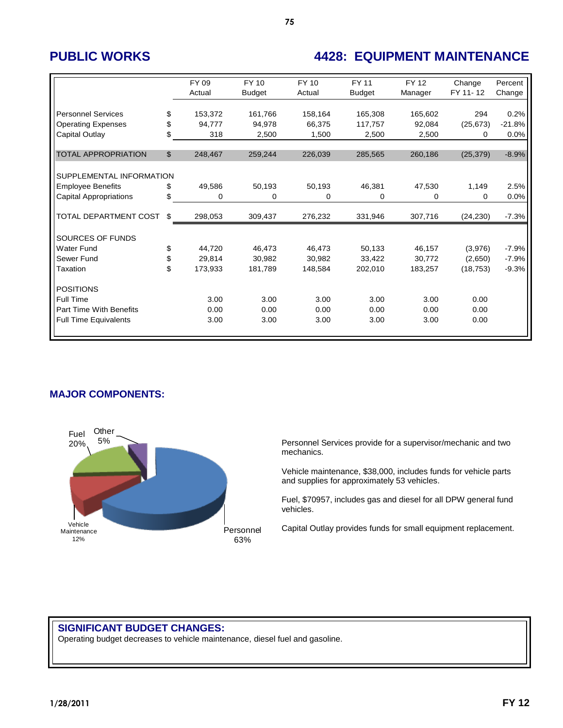# PUBLIC WORKS

# 4428: EQUIPMENT MAINTENANCE

| | | FY 09 Actual | FY 10 Budget | FY 10 Actual | FY 11 Budget | FY 12 Manager | Change FY 11- 12 | Percent Change |
|---|---|---|---|---|---|---|---|---|
| Personnel Services | $ | 153,372 | 161,766 | 158,164 | 165,308 | 165,602 | 294 | 0.2% |
| Operating Expenses | $ | 94,777 | 94,978 | 66,375 | 117,757 | 92,084 | (25,673) | -21.8% |
| Capital Outlay | $ | 318 | 2,500 | 1,500 | 2,500 | 2,500 | 0 | 0.0% |
| TOTAL APPROPRIATION | $ | 248,467 | 259,244 | 226,039 | 285,565 | 260,186 | (25,379) | -8.9% |
| SUPPLEMENTAL INFORMATION | | | | | | | | |
| Employee Benefits | $ | 49,586 | 50,193 | 50,193 | 46,381 | 47,530 | 1,149 | 2.5% |
| Capital Appropriations | $ | 0 | 0 | 0 | 0 | 0 | 0 | 0.0% |
| TOTAL DEPARTMENT COST | $ | 298,053 | 309,437 | 276,232 | 331,946 | 307,716 | (24,230) | -7.3% |
| SOURCES OF FUNDS | | | | | | | | |
| Water Fund | $ | 44,720 | 46,473 | 46,473 | 50,133 | 46,157 | (3,976) | -7.9% |
| Sewer Fund | $ | 29,814 | 30,982 | 30,982 | 33,422 | 30,772 | (2,650) | -7.9% |
| Taxation | $ | 173,933 | 181,789 | 148,584 | 202,010 | 183,257 | (18,753) | -9.3% |
| POSITIONS | | | | | | | | |
| Full Time | | 3.00 | 3.00 | 3.00 | 3.00 | 3.00 | 0.00 | |
| Part Time With Benefits | | 0.00 | 0.00 | 0.00 | 0.00 | 0.00 | 0.00 | |
| Full Time Equivalents | | 3.00 | 3.00 | 3.00 | 3.00 | 3.00 | 0.00 | |

## MAJOR COMPONENTS:

Fuel 20%, Other 5%, Vehicle Maintenance 12%, Personnel 63%

Personnel Services provide for a supervisor/mechanic and two mechanics.

Vehicle maintenance, $38,000, includes funds for vehicle parts and supplies for approximately 53 vehicles.

Fuel, $70957, includes gas and diesel for all DPW general fund vehicles.

Capital Outlay provides funds for small equipment replacement.

## SIGNIFICANT BUDGET CHANGES:

Operating budget decreases to vehicle maintenance, diesel fuel and gasoline.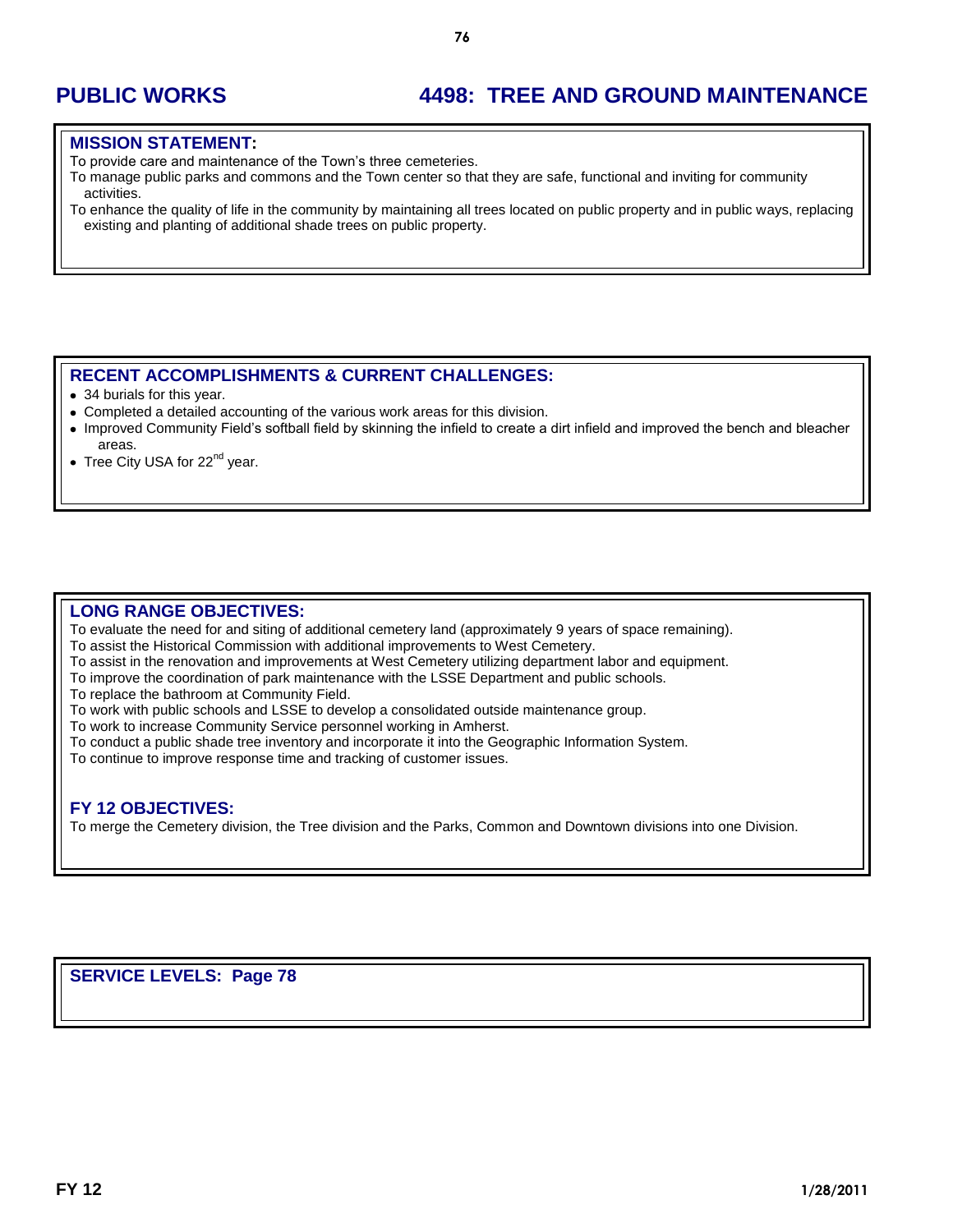# PUBLIC WORKS — 4498: TREE AND GROUND MAINTENANCE

## MISSION STATEMENT:

To provide care and maintenance of the Town's three cemeteries.

To manage public parks and commons and the Town center so that they are safe, functional and inviting for community activities.

To enhance the quality of life in the community by maintaining all trees located on public property and in public ways, replacing existing and planting of additional shade trees on public property.

## RECENT ACCOMPLISHMENTS & CURRENT CHALLENGES:

- 34 burials for this year.
- Completed a detailed accounting of the various work areas for this division.
- Improved Community Field's softball field by skinning the infield to create a dirt infield and improved the bench and bleacher areas.
- Tree City USA for 22nd year.

## LONG RANGE OBJECTIVES:

To evaluate the need for and siting of additional cemetery land (approximately 9 years of space remaining).

To assist the Historical Commission with additional improvements to West Cemetery.

To assist in the renovation and improvements at West Cemetery utilizing department labor and equipment.

To improve the coordination of park maintenance with the LSSE Department and public schools.

To replace the bathroom at Community Field.

To work with public schools and LSSE to develop a consolidated outside maintenance group.

To work to increase Community Service personnel working in Amherst.

To conduct a public shade tree inventory and incorporate it into the Geographic Information System.

To continue to improve response time and tracking of customer issues.

## FY 12 OBJECTIVES:

To merge the Cemetery division, the Tree division and the Parks, Common and Downtown divisions into one Division.

## SERVICE LEVELS: Page 78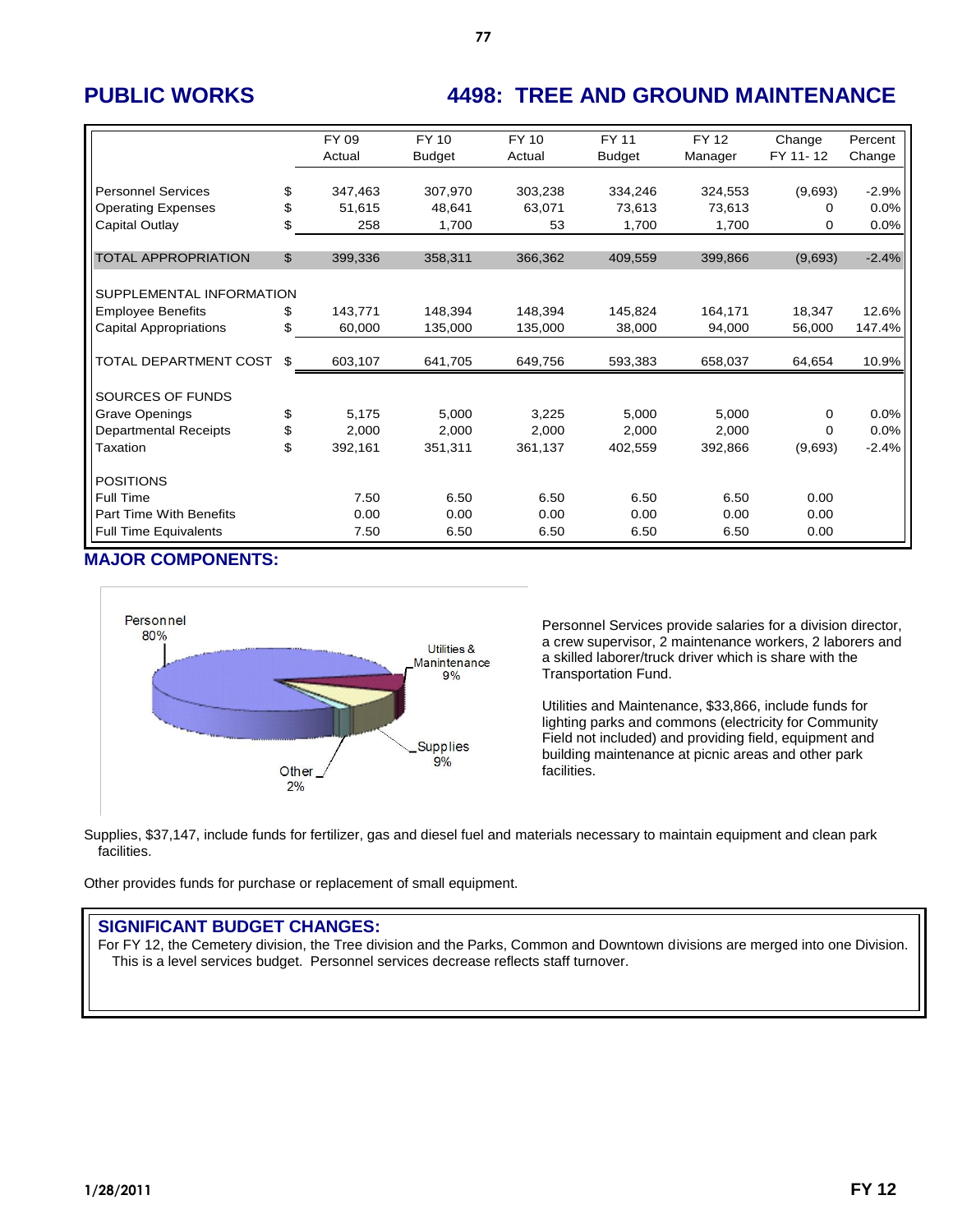# PUBLIC WORKS

# 4498: TREE AND GROUND MAINTENANCE

| | | FY 09 Actual | FY 10 Budget | FY 10 Actual | FY 11 Budget | FY 12 Manager | Change FY 11- 12 | Percent Change |
|---|---|---|---|---|---|---|---|---|
| Personnel Services | $ | 347,463 | 307,970 | 303,238 | 334,246 | 324,553 | (9,693) | -2.9% |
| Operating Expenses | $ | 51,615 | 48,641 | 63,071 | 73,613 | 73,613 | 0 | 0.0% |
| Capital Outlay | $ | 258 | 1,700 | 53 | 1,700 | 1,700 | 0 | 0.0% |
| TOTAL APPROPRIATION | $ | 399,336 | 358,311 | 366,362 | 409,559 | 399,866 | (9,693) | -2.4% |
| SUPPLEMENTAL INFORMATION | | | | | | | | |
| Employee Benefits | $ | 143,771 | 148,394 | 148,394 | 145,824 | 164,171 | 18,347 | 12.6% |
| Capital Appropriations | $ | 60,000 | 135,000 | 135,000 | 38,000 | 94,000 | 56,000 | 147.4% |
| TOTAL DEPARTMENT COST | $ | 603,107 | 641,705 | 649,756 | 593,383 | 658,037 | 64,654 | 10.9% |
| SOURCES OF FUNDS | | | | | | | | |
| Grave Openings | $ | 5,175 | 5,000 | 3,225 | 5,000 | 5,000 | 0 | 0.0% |
| Departmental Receipts | $ | 2,000 | 2,000 | 2,000 | 2,000 | 2,000 | 0 | 0.0% |
| Taxation | $ | 392,161 | 351,311 | 361,137 | 402,559 | 392,866 | (9,693) | -2.4% |
| POSITIONS | | | | | | | | |
| Full Time | | 7.50 | 6.50 | 6.50 | 6.50 | 6.50 | 0.00 | |
| Part Time With Benefits | | 0.00 | 0.00 | 0.00 | 0.00 | 0.00 | 0.00 | |
| Full Time Equivalents | | 7.50 | 6.50 | 6.50 | 6.50 | 6.50 | 0.00 | |

## MAJOR COMPONENTS:

Personnel 80%; Utilities & Manintenance 9%; Supplies 9%; Other 2%

Personnel Services provide salaries for a division director, a crew supervisor, 2 maintenance workers, 2 laborers and a skilled laborer/truck driver which is share with the Transportation Fund.

Utilities and Maintenance, $33,866, include funds for lighting parks and commons (electricity for Community Field not included) and providing field, equipment and building maintenance at picnic areas and other park facilities.

Supplies, $37,147, include funds for fertilizer, gas and diesel fuel and materials necessary to maintain equipment and clean park facilities.

Other provides funds for purchase or replacement of small equipment.

## SIGNIFICANT BUDGET CHANGES:

For FY 12, the Cemetery division, the Tree division and the Parks, Common and Downtown divisions are merged into one Division. This is a level services budget. Personnel services decrease reflects staff turnover.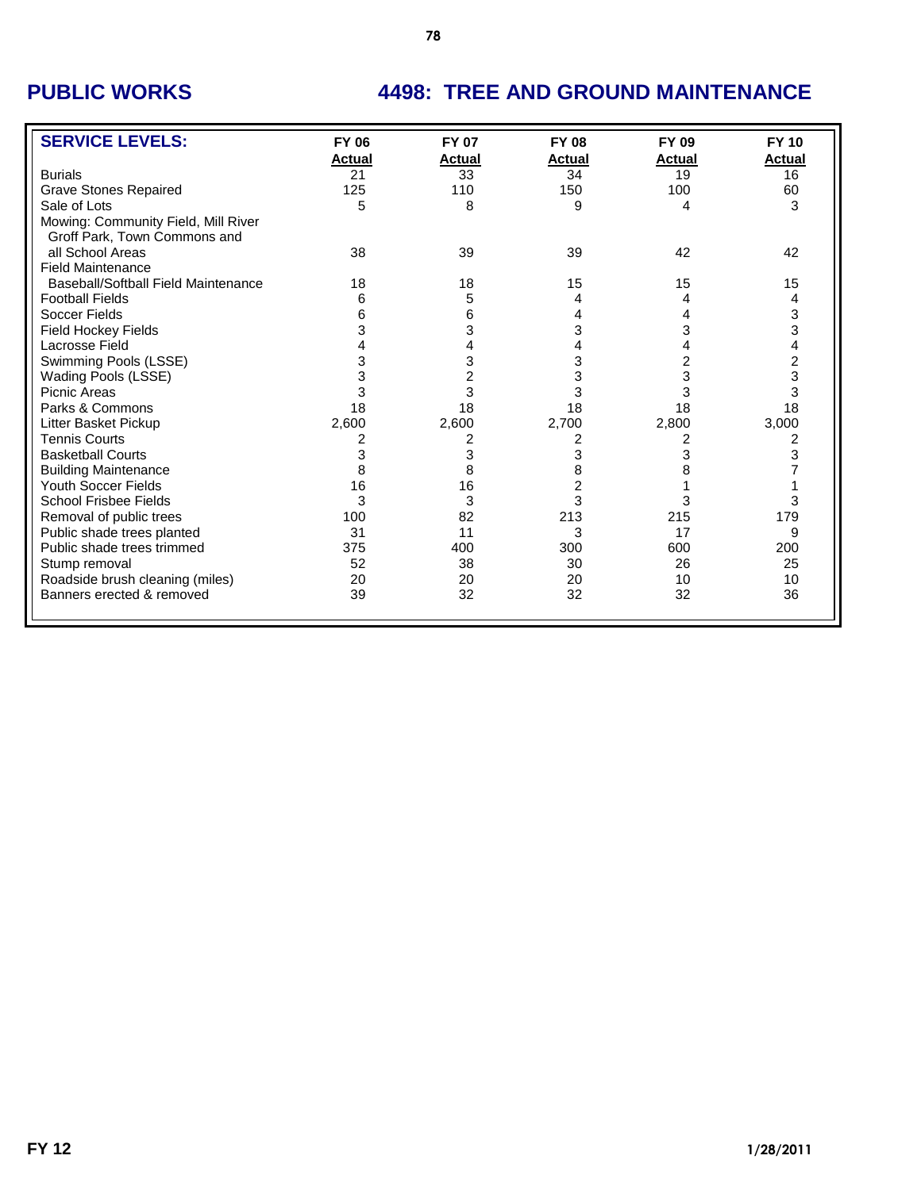# PUBLIC WORKS

## 4498: TREE AND GROUND MAINTENANCE

| SERVICE LEVELS: | FY 06 Actual | FY 07 Actual | FY 08 Actual | FY 09 Actual | FY 10 Actual |
|---|---|---|---|---|---|
| Burials | 21 | 33 | 34 | 19 | 16 |
| Grave Stones Repaired | 125 | 110 | 150 | 100 | 60 |
| Sale of Lots | 5 | 8 | 9 | 4 | 3 |
| Mowing: Community Field, Mill River Groff Park, Town Commons and all School Areas | 38 | 39 | 39 | 42 | 42 |
| Field Maintenance | | | | | |
| Baseball/Softball Field Maintenance | 18 | 18 | 15 | 15 | 15 |
| Football Fields | 6 | 5 | 4 | 4 | 4 |
| Soccer Fields | 6 | 6 | 4 | 4 | 3 |
| Field Hockey Fields | 3 | 3 | 3 | 3 | 3 |
| Lacrosse Field | 4 | 4 | 4 | 4 | 4 |
| Swimming Pools (LSSE) | 3 | 3 | 3 | 2 | 2 |
| Wading Pools (LSSE) | 3 | 2 | 3 | 3 | 3 |
| Picnic Areas | 3 | 3 | 3 | 3 | 3 |
| Parks & Commons | 18 | 18 | 18 | 18 | 18 |
| Litter Basket Pickup | 2,600 | 2,600 | 2,700 | 2,800 | 3,000 |
| Tennis Courts | 2 | 2 | 2 | 2 | 2 |
| Basketball Courts | 3 | 3 | 3 | 3 | 3 |
| Building Maintenance | 8 | 8 | 8 | 8 | 7 |
| Youth Soccer Fields | 16 | 16 | 2 | 1 | 1 |
| School Frisbee Fields | 3 | 3 | 3 | 3 | 3 |
| Removal of public trees | 100 | 82 | 213 | 215 | 179 |
| Public shade trees planted | 31 | 11 | 3 | 17 | 9 |
| Public shade trees trimmed | 375 | 400 | 300 | 600 | 200 |
| Stump removal | 52 | 38 | 30 | 26 | 25 |
| Roadside brush cleaning (miles) | 20 | 20 | 20 | 10 | 10 |
| Banners erected & removed | 39 | 32 | 32 | 32 | 36 |